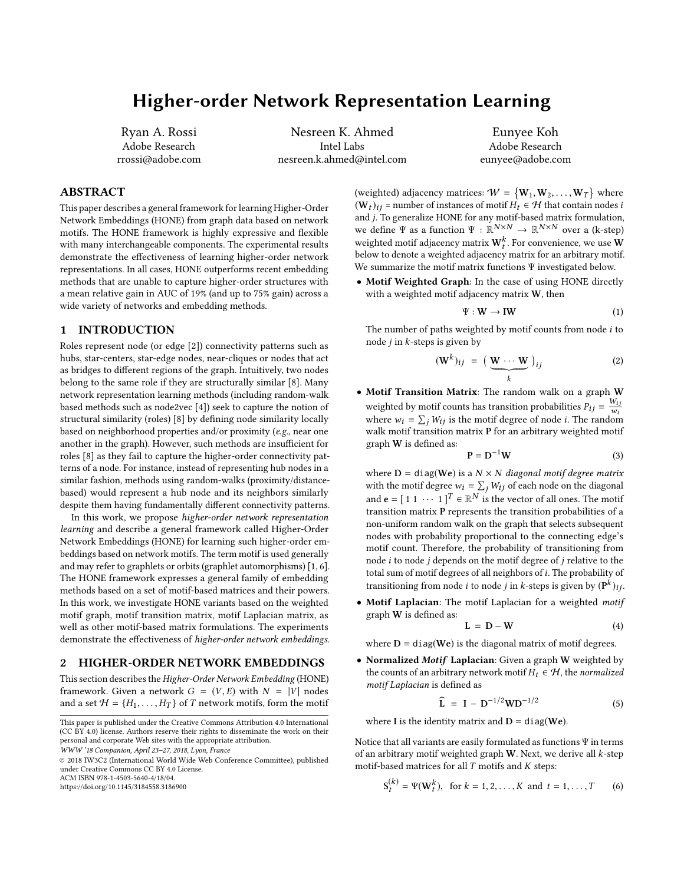# Higher-order Network Representation Learning

Ryan A. Rossi
Adobe Research
rrossi@adobe.com

Nesreen K. Ahmed
Intel Labs
nesreen.k.ahmed@intel.com

Eunyee Koh
Adobe Research
eunyee@adobe.com

## ABSTRACT

This paper describes a general framework for learning Higher-Order Network Embeddings (HONE) from graph data based on network motifs. The HONE framework is highly expressive and flexible with many interchangeable components. The experimental results demonstrate the effectiveness of learning higher-order network representations. In all cases, HONE outperforms recent embedding methods that are unable to capture higher-order structures with a mean relative gain in AUC of 19% (and up to 75% gain) across a wide variety of networks and embedding methods.

## 1 INTRODUCTION

Roles represent node (or edge [2]) connectivity patterns such as hubs, star-centers, star-edge nodes, near-cliques or nodes that act as bridges to different regions of the graph. Intuitively, two nodes belong to the same role if they are structurally similar [8]. Many network representation learning methods (including random-walk based methods such as node2vec [4]) seek to capture the notion of structural similarity (roles) [8] by defining node similarity locally based on neighborhood properties and/or proximity (*e.g.*, near one another in the graph). However, such methods are insufficient for roles [8] as they fail to capture the higher-order connectivity patterns of a node. For instance, instead of representing hub nodes in a similar fashion, methods using random-walks (proximity/distance-based) would represent a hub node and its neighbors similarly despite them having fundamentally different connectivity patterns.

In this work, we propose *higher-order network representation learning* and describe a general framework called Higher-Order Network Embeddings (HONE) for learning such higher-order embeddings based on network motifs. The term motif is used generally and may refer to graphlets or orbits (graphlet automorphisms) [1, 6]. The HONE framework expresses a general family of embedding methods based on a set of motif-based matrices and their powers. In this work, we investigate HONE variants based on the weighted motif graph, motif transition matrix, motif Laplacian matrix, as well as other motif-based matrix formulations. The experiments demonstrate the effectiveness of *higher-order network embeddings*.

## 2 HIGHER-ORDER NETWORK EMBEDDINGS

This section describes the *Higher-Order Network Embedding* (HONE) framework. Given a network $G = (V, E)$ with $N = |V|$ nodes and a set $\mathcal{H} = \{H_1, \ldots, H_T\}$ of $T$ network motifs, form the motif (weighted) adjacency matrices: $\mathcal{W} = \{\mathbf{W}_1, \mathbf{W}_2, \ldots, \mathbf{W}_T\}$ where $(\mathbf{W}_t)_{ij}$ = number of instances of motif $H_t \in \mathcal{H}$ that contain nodes $i$ and $j$. To generalize HONE for any motif-based matrix formulation, we define $\Psi$ as a function $\Psi : \mathbb{R}^{N \times N} \rightarrow \mathbb{R}^{N \times N}$ over a (k-step) weighted motif adjacency matrix $\mathbf{W}_t^k$. For convenience, we use $\mathbf{W}$ below to denote a weighted adjacency matrix for an arbitrary motif. We summarize the motif matrix functions $\Psi$ investigated below.

- **Motif Weighted Graph**: In the case of using HONE directly with a weighted motif adjacency matrix $\mathbf{W}$, then

$$\Psi : \mathbf{W} \rightarrow \mathbf{I}\mathbf{W} \tag{1}$$

The number of paths weighted by motif counts from node $i$ to node $j$ in $k$-steps is given by

$$(\mathbf{W}^k)_{ij} \;=\; \big(\underbrace{\mathbf{W} \cdots \mathbf{W}}_{k}\big)_{ij} \tag{2}$$

- **Motif Transition Matrix**: The random walk on a graph $\mathbf{W}$ weighted by motif counts has transition probabilities $P_{ij} = \frac{W_{ij}}{w_i}$ where $w_i = \sum_j W_{ij}$ is the motif degree of node $i$. The random walk motif transition matrix $\mathbf{P}$ for an arbitrary weighted motif graph $\mathbf{W}$ is defined as:

$$\mathbf{P} = \mathbf{D}^{-1}\mathbf{W} \tag{3}$$

where $\mathbf{D} = \texttt{diag}(\mathbf{W}\mathbf{e})$ is a $N \times N$ *diagonal motif degree matrix* with the motif degree $w_i = \sum_j W_{ij}$ of each node on the diagonal and $\mathbf{e} = [\,1\;1\;\cdots\;1\,]^T \in \mathbb{R}^N$ is the vector of all ones. The motif transition matrix $\mathbf{P}$ represents the transition probabilities of a non-uniform random walk on the graph that selects subsequent nodes with probability proportional to the connecting edge's motif count. Therefore, the probability of transitioning from node $i$ to node $j$ depends on the motif degree of $j$ relative to the total sum of motif degrees of all neighbors of $i$. The probability of transitioning from node $i$ to node $j$ in $k$-steps is given by $(\mathbf{P}^k)_{ij}$.

- **Motif Laplacian**: The motif Laplacian for a weighted *motif* graph $\mathbf{W}$ is defined as:

$$\mathbf{L} \;=\; \mathbf{D} - \mathbf{W} \tag{4}$$

where $\mathbf{D} = \texttt{diag}(\mathbf{W}\mathbf{e})$ is the diagonal matrix of motif degrees.

- **Normalized *Motif* Laplacian**: Given a graph $\mathbf{W}$ weighted by the counts of an arbitrary network motif $H_t \in \mathcal{H}$, the *normalized motif Laplacian* is defined as

$$\widehat{\mathbf{L}} \;=\; \mathbf{I} - \mathbf{D}^{-1/2}\mathbf{W}\mathbf{D}^{-1/2} \tag{5}$$

where $\mathbf{I}$ is the identity matrix and $\mathbf{D} = \texttt{diag}(\mathbf{W}\mathbf{e})$.

Notice that all variants are easily formulated as functions $\Psi$ in terms of an arbitrary motif weighted graph $\mathbf{W}$. Next, we derive all $k$-step motif-based matrices for all $T$ motifs and $K$ steps:

$$\mathbf{S}_t^{(k)} = \Psi(\mathbf{W}_t^k), \quad \text{for } k = 1, 2, \ldots, K \text{ and } t = 1, \ldots, T \tag{6}$$

---

This paper is published under the Creative Commons Attribution 4.0 International (CC BY 4.0) license. Authors reserve their rights to disseminate the work on their personal and corporate Web sites with the appropriate attribution.
*WWW '18 Companion, April 23–27, 2018, Lyon, France*
© 2018 IW3C2 (International World Wide Web Conference Committee), published under Creative Commons CC BY 4.0 License.
ACM ISBN 978-1-4503-5640-4/18/04.
https://doi.org/10.1145/3184558.3186900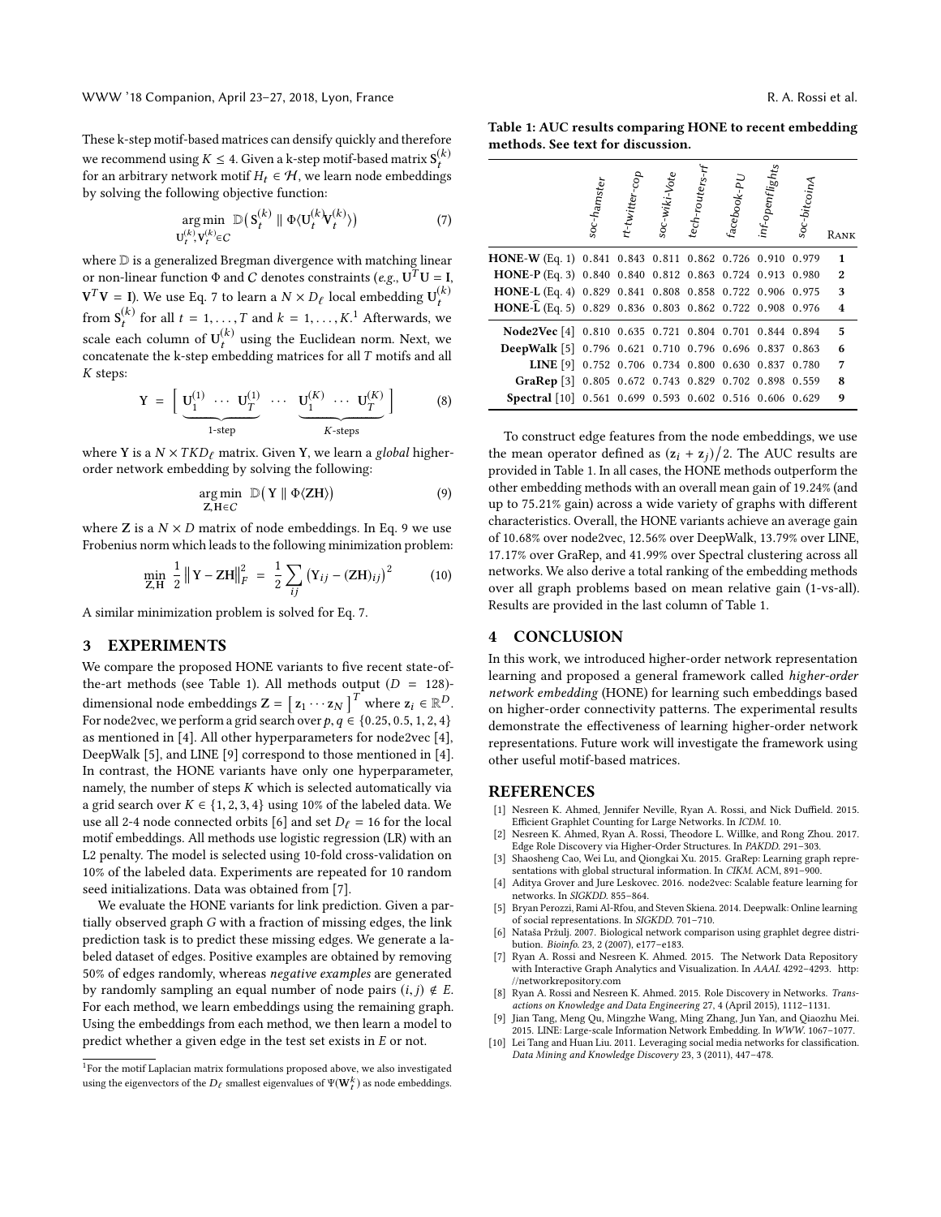These k-step motif-based matrices can densify quickly and therefore we recommend using $K \leq 4$. Given a k-step motif-based matrix $\mathbf{S}_t^{(k)}$ for an arbitrary network motif $H_t \in \mathcal{H}$, we learn node embeddings by solving the following objective function:

$$\underset{\mathbf{U}_t^{(k)}, \mathbf{V}_t^{(k)} \in C}{\arg\min} \; \mathbb{D}\big( \mathbf{S}_t^{(k)} \parallel \Phi \langle \mathbf{U}_t^{(k)} \mathbf{V}_t^{(k)} \rangle \big) \tag{7}$$

where $\mathbb{D}$ is a generalized Bregman divergence with matching linear or non-linear function $\Phi$ and $C$ denotes constraints (*e.g.*, $\mathbf{U}^T\mathbf{U} = \mathbf{I}$, $\mathbf{V}^T\mathbf{V} = \mathbf{I}$). We use Eq. 7 to learn a $N \times D_\ell$ local embedding $\mathbf{U}_t^{(k)}$ from $\mathbf{S}_t^{(k)}$ for all $t = 1, \ldots, T$ and $k = 1, \ldots, K$.[1] Afterwards, we scale each column of $\mathbf{U}_t^{(k)}$ using the Euclidean norm. Next, we concatenate the k-step embedding matrices for all $T$ motifs and all $K$ steps:

$$\mathbf{Y} = \Big[ \underbrace{\mathbf{U}_1^{(1)} \; \cdots \; \mathbf{U}_T^{(1)}}_{\text{1-step}} \; \cdots \; \underbrace{\mathbf{U}_1^{(K)} \; \cdots \; \mathbf{U}_T^{(K)}}_{K\text{-steps}} \Big] \tag{8}$$

where $\mathbf{Y}$ is a $N \times TKD_\ell$ matrix. Given $\mathbf{Y}$, we learn a *global* higher-order network embedding by solving the following:

$$\underset{\mathbf{Z}, \mathbf{H} \in C}{\arg\min} \; \mathbb{D}\big( \mathbf{Y} \parallel \Phi \langle \mathbf{ZH} \rangle \big) \tag{9}$$

where $\mathbf{Z}$ is a $N \times D$ matrix of node embeddings. In Eq. 9 we use Frobenius norm which leads to the following minimization problem:

$$\min_{\mathbf{Z}, \mathbf{H}} \; \frac{1}{2} \left\| \mathbf{Y} - \mathbf{ZH} \right\|_F^2 \; = \; \frac{1}{2} \sum_{ij} \left( \mathbf{Y}_{ij} - (\mathbf{ZH})_{ij} \right)^2 \tag{10}$$

A similar minimization problem is solved for Eq. 7.

## 3 EXPERIMENTS

We compare the proposed HONE variants to five recent state-of-the-art methods (see Table 1). All methods output ($D = 128$)-dimensional node embeddings $\mathbf{Z} = \left[ \mathbf{z}_1 \cdots \mathbf{z}_N \right]^T$ where $\mathbf{z}_i \in \mathbb{R}^D$. For node2vec, we perform a grid search over $p, q \in \{0.25, 0.5, 1, 2, 4\}$ as mentioned in [4]. All other hyperparameters for node2vec [4], DeepWalk [5], and LINE [9] correspond to those mentioned in [4]. In contrast, the HONE variants have only one hyperparameter, namely, the number of steps $K$ which is selected automatically via a grid search over $K \in \{1, 2, 3, 4\}$ using 10% of the labeled data. We use all 2-4 node connected orbits [6] and set $D_\ell = 16$ for the local motif embeddings. All methods use logistic regression (LR) with an L2 penalty. The model is selected using 10-fold cross-validation on 10% of the labeled data. Experiments are repeated for 10 random seed initializations. Data was obtained from [7].

We evaluate the HONE variants for link prediction. Given a partially observed graph $G$ with a fraction of missing edges, the link prediction task is to predict these missing edges. We generate a labeled dataset of edges. Positive examples are obtained by removing 50% of edges randomly, whereas *negative examples* are generated by randomly sampling an equal number of node pairs $(i, j) \notin E$. For each method, we learn embeddings using the remaining graph. Using the embeddings from each method, we then learn a model to predict whether a given edge in the test set exists in $E$ or not.

[1] For the motif Laplacian matrix formulations proposed above, we also investigated using the eigenvectors of the $D_\ell$ smallest eigenvalues of $\Psi(\mathbf{W}_t^k)$ as node embeddings.

**Table 1: AUC results comparing HONE to recent embedding methods. See text for discussion.**

| | *soc-hamster* | *rt-twitter-cop* | *soc-wiki-Vote* | *tech-routers-rf* | *facebook-PU* | *inf-openflights* | *soc-bitcoinA* | RANK |
|---|---|---|---|---|---|---|---|---|
| **HONE-W** (Eq. 1) | 0.841 | 0.843 | 0.811 | 0.862 | 0.726 | 0.910 | 0.979 | **1** |
| **HONE-P** (Eq. 3) | 0.840 | 0.840 | 0.812 | 0.863 | 0.724 | 0.913 | 0.980 | **2** |
| **HONE-L** (Eq. 4) | 0.829 | 0.841 | 0.808 | 0.858 | 0.722 | 0.906 | 0.975 | **3** |
| **HONE-$\widehat{\mathbf{L}}$** (Eq. 5) | 0.829 | 0.836 | 0.803 | 0.862 | 0.722 | 0.908 | 0.976 | **4** |
| **Node2Vec** [4] | 0.810 | 0.635 | 0.721 | 0.804 | 0.701 | 0.844 | 0.894 | **5** |
| **DeepWalk** [5] | 0.796 | 0.621 | 0.710 | 0.796 | 0.696 | 0.837 | 0.863 | **6** |
| **LINE** [9] | 0.752 | 0.706 | 0.734 | 0.800 | 0.630 | 0.837 | 0.780 | **7** |
| **GraRep** [3] | 0.805 | 0.672 | 0.743 | 0.829 | 0.702 | 0.898 | 0.559 | **8** |
| **Spectral** [10] | 0.561 | 0.699 | 0.593 | 0.602 | 0.516 | 0.606 | 0.629 | **9** |

To construct edge features from the node embeddings, we use the mean operator defined as $(\mathbf{z}_i + \mathbf{z}_j)/2$. The AUC results are provided in Table 1. In all cases, the HONE methods outperform the other embedding methods with an overall mean gain of 19.24% (and up to 75.21% gain) across a wide variety of graphs with different characteristics. Overall, the HONE variants achieve an average gain of 10.68% over node2vec, 12.56% over DeepWalk, 13.79% over LINE, 17.17% over GraRep, and 41.99% over Spectral clustering across all networks. We also derive a total ranking of the embedding methods over all graph problems based on mean relative gain (1-vs-all). Results are provided in the last column of Table 1.

## 4 CONCLUSION

In this work, we introduced higher-order network representation learning and proposed a general framework called *higher-order network embedding* (HONE) for learning such embeddings based on higher-order connectivity patterns. The experimental results demonstrate the effectiveness of learning higher-order network representations. Future work will investigate the framework using other useful motif-based matrices.

## REFERENCES

[1] Nesreen K. Ahmed, Jennifer Neville, Ryan A. Rossi, and Nick Duffield. 2015. Efficient Graphlet Counting for Large Networks. In *ICDM*. 10.

[2] Nesreen K. Ahmed, Ryan A. Rossi, Theodore L. Willke, and Rong Zhou. 2017. Edge Role Discovery via Higher-Order Structures. In *PAKDD*. 291–303.

[3] Shaosheng Cao, Wei Lu, and Qiongkai Xu. 2015. GraRep: Learning graph representations with global structural information. In *CIKM*. ACM, 891–900.

[4] Aditya Grover and Jure Leskovec. 2016. node2vec: Scalable feature learning for networks. In *SIGKDD*. 855–864.

[5] Bryan Perozzi, Rami Al-Rfou, and Steven Skiena. 2014. Deepwalk: Online learning of social representations. In *SIGKDD*. 701–710.

[6] Nataša Pržulj. 2007. Biological network comparison using graphlet degree distribution. *Bioinfo.* 23, 2 (2007), e177–e183.

[7] Ryan A. Rossi and Nesreen K. Ahmed. 2015. The Network Data Repository with Interactive Graph Analytics and Visualization. In *AAAI*. 4292–4293. http://networkrepository.com

[8] Ryan A. Rossi and Nesreen K. Ahmed. 2015. Role Discovery in Networks. *Transactions on Knowledge and Data Engineering* 27, 4 (April 2015), 1112–1131.

[9] Jian Tang, Meng Qu, Mingzhe Wang, Ming Zhang, Jun Yan, and Qiaozhu Mei. 2015. LINE: Large-scale Information Network Embedding. In *WWW*. 1067–1077.

[10] Lei Tang and Huan Liu. 2011. Leveraging social media networks for classification. *Data Mining and Knowledge Discovery* 23, 3 (2011), 447–478.